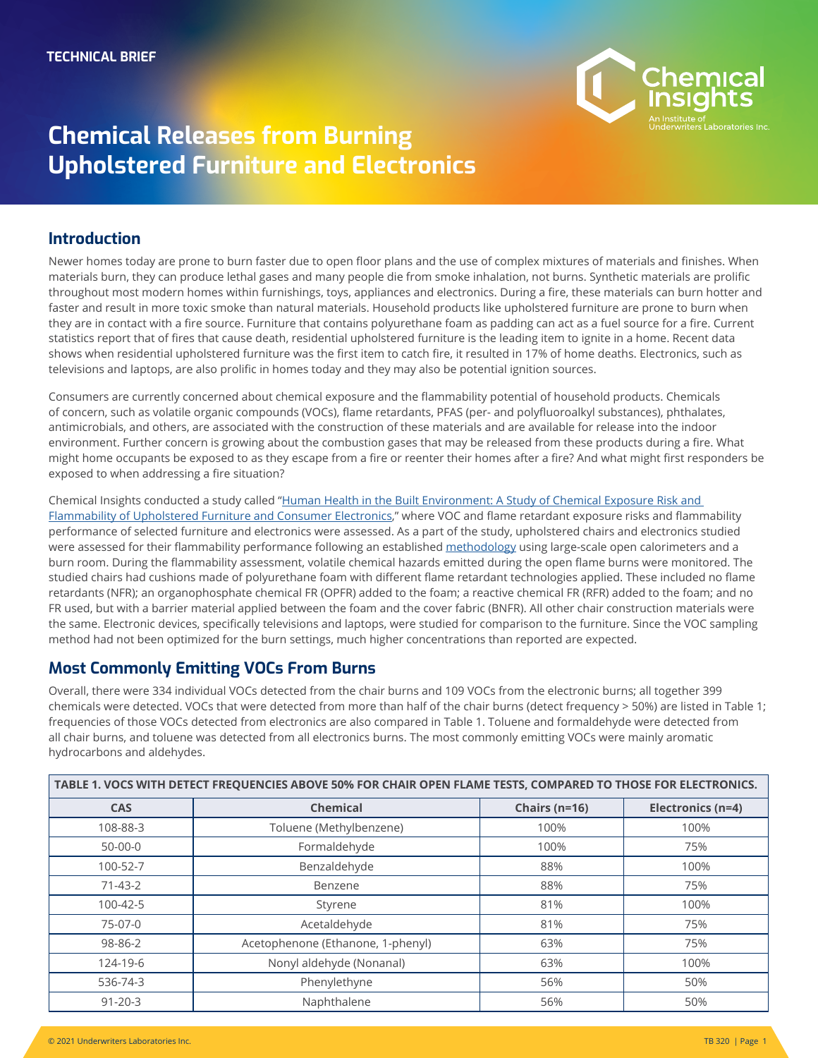TECHNICAL BRIEF

# Chemical Releases from Burning Upholstered Furniture and Electronics

## Introduction

Newer homes today are prone to burn faster due to open floor plans and the use of complex mixtures of materials and finishes. When materials burn, they can produce lethal gases and many people die from smoke inhalation, not burns. Synthetic materials are prolific throughout most modern homes within furnishings, toys, appliances and electronics. During a fire, these materials can burn hotter and faster and result in more toxic smoke than natural materials. Household products like upholstered furniture are prone to burn when they are in contact with a fire source. Furniture that contains polyurethane foam as padding can act as a fuel source for a fire. Current statistics report that of fires that cause death, residential upholstered furniture is the leading item to ignite in a home. Recent data shows when residential upholstered furniture was the first item to catch fire, it resulted in 17% of home deaths. Electronics, such as televisions and laptops, are also prolific in homes today and they may also be potential ignition sources.

Consumers are currently concerned about chemical exposure and the flammability potential of household products. Chemicals of concern, such as volatile organic compounds (VOCs), flame retardants, PFAS (per- and polyfluoroalkyl substances), phthalates, antimicrobials, and others, are associated with the construction of these materials and are available for release into the indoor environment. Further concern is growing about the combustion gases that may be released from these products during a fire. What might home occupants be exposed to as they escape from a fire or reenter their homes after a fire? And what might first responders be exposed to when addressing a fire situation?

Chemical Insights conducted a study called "Human Health in the Built Environment: A Study of Chemical Exposure Risk and Flammability of Upholstered Furniture and Consumer Electronics," where VOC and flame retardant exposure risks and flammability performance of selected furniture and electronics were assessed. As a part of the study, upholstered chairs and electronics studied were assessed for their flammability performance following an established methodology using large-scale open calorimeters and a burn room. During the flammability assessment, volatile chemical hazards emitted during the open flame burns were monitored. The studied chairs had cushions made of polyurethane foam with different flame retardant technologies applied. These included no flame retardants (NFR); an organophosphate chemical FR (OPFR) added to the foam; a reactive chemical FR (RFR) added to the foam; and no FR used, but with a barrier material applied between the foam and the cover fabric (BNFR). All other chair construction materials were the same. Electronic devices, specifically televisions and laptops, were studied for comparison to the furniture. Since the VOC sampling method had not been optimized for the burn settings, much higher concentrations than reported are expected.

## Most Commonly Emitting VOCs From Burns

Overall, there were 334 individual VOCs detected from the chair burns and 109 VOCs from the electronic burns; all together 399 chemicals were detected. VOCs that were detected from more than half of the chair burns (detect frequency > 50%) are listed in Table 1; frequencies of those VOCs detected from electronics are also compared in Table 1. Toluene and formaldehyde were detected from all chair burns, and toluene was detected from all electronics burns. The most commonly emitting VOCs were mainly aromatic hydrocarbons and aldehydes.

**TABLE 1. VOCS WITH DETECT FREQUENCIES ABOVE 50% FOR CHAIR OPEN FLAME TESTS, COMPARED TO THOSE FOR ELECTRONICS.**

| CAS | Chemical | Chairs (n=16) | Electronics (n=4) |
|---|---|---|---|
| 108-88-3 | Toluene (Methylbenzene) | 100% | 100% |
| 50-00-0 | Formaldehyde | 100% | 75% |
| 100-52-7 | Benzaldehyde | 88% | 100% |
| 71-43-2 | Benzene | 88% | 75% |
| 100-42-5 | Styrene | 81% | 100% |
| 75-07-0 | Acetaldehyde | 81% | 75% |
| 98-86-2 | Acetophenone (Ethanone, 1-phenyl) | 63% | 75% |
| 124-19-6 | Nonyl aldehyde (Nonanal) | 63% | 100% |
| 536-74-3 | Phenylethyne | 56% | 50% |
| 91-20-3 | Naphthalene | 56% | 50% |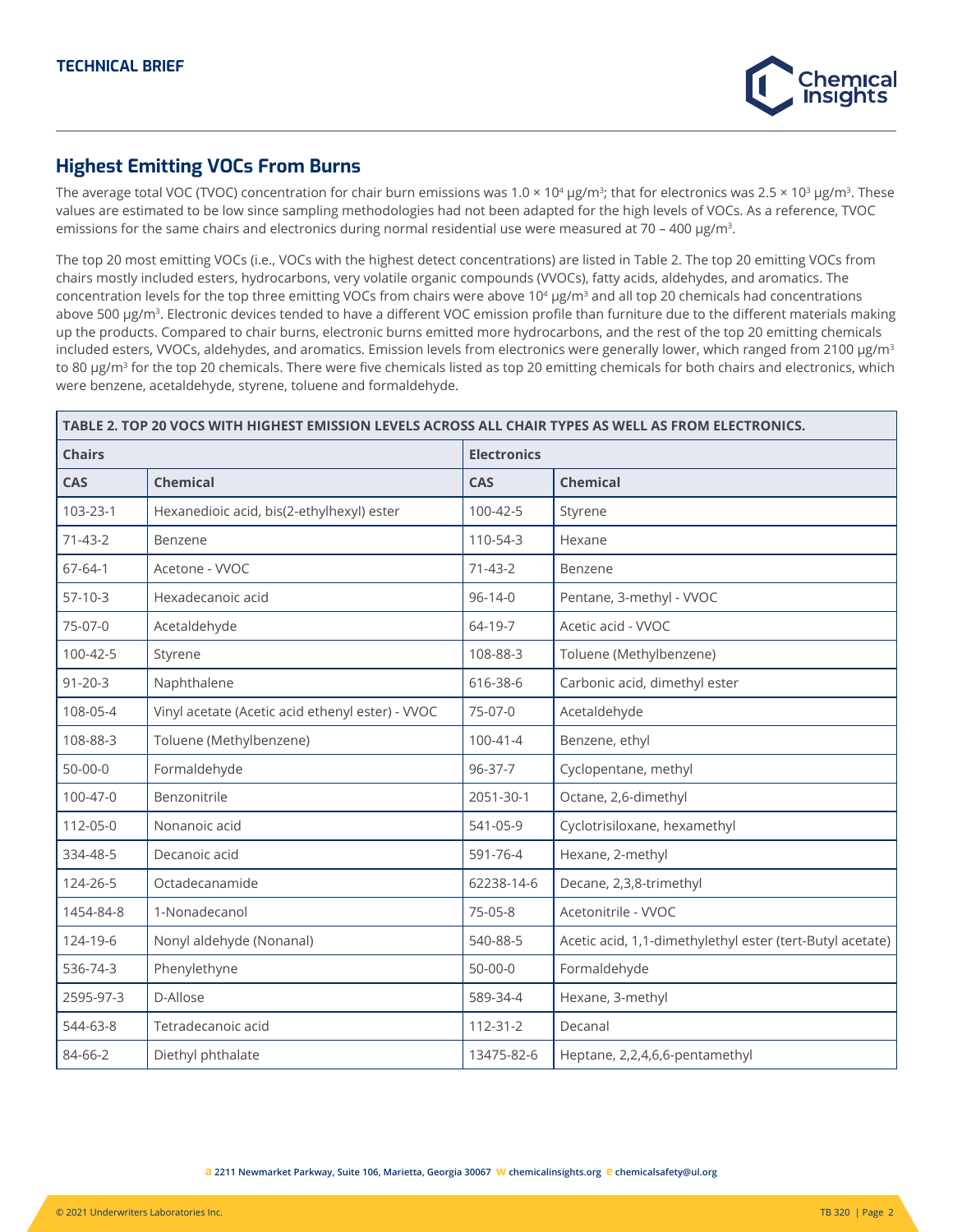## Highest Emitting VOCs From Burns

The average total VOC (TVOC) concentration for chair burn emissions was $1.0 \times 10^4$ μg/m$^3$; that for electronics was $2.5 \times 10^3$ μg/m$^3$. These values are estimated to be low since sampling methodologies had not been adapted for the high levels of VOCs. As a reference, TVOC emissions for the same chairs and electronics during normal residential use were measured at 70 – 400 μg/m$^3$.

The top 20 most emitting VOCs (i.e., VOCs with the highest detect concentrations) are listed in Table 2. The top 20 emitting VOCs from chairs mostly included esters, hydrocarbons, very volatile organic compounds (VVOCs), fatty acids, aldehydes, and aromatics. The concentration levels for the top three emitting VOCs from chairs were above $10^4$ μg/m$^3$ and all top 20 chemicals had concentrations above 500 μg/m$^3$. Electronic devices tended to have a different VOC emission profile than furniture due to the different materials making up the products. Compared to chair burns, electronic burns emitted more hydrocarbons, and the rest of the top 20 emitting chemicals included esters, VVOCs, aldehydes, and aromatics. Emission levels from electronics were generally lower, which ranged from 2100 μg/m$^3$ to 80 μg/m$^3$ for the top 20 chemicals. There were five chemicals listed as top 20 emitting chemicals for both chairs and electronics, which were benzene, acetaldehyde, styrene, toluene and formaldehyde.

**TABLE 2. TOP 20 VOCS WITH HIGHEST EMISSION LEVELS ACROSS ALL CHAIR TYPES AS WELL AS FROM ELECTRONICS.**

| Chairs | | Electronics | |
|---|---|---|---|
| **CAS** | **Chemical** | **CAS** | **Chemical** |
| 103-23-1 | Hexanedioic acid, bis(2-ethylhexyl) ester | 100-42-5 | Styrene |
| 71-43-2 | Benzene | 110-54-3 | Hexane |
| 67-64-1 | Acetone - VVOC | 71-43-2 | Benzene |
| 57-10-3 | Hexadecanoic acid | 96-14-0 | Pentane, 3-methyl - VVOC |
| 75-07-0 | Acetaldehyde | 64-19-7 | Acetic acid - VVOC |
| 100-42-5 | Styrene | 108-88-3 | Toluene (Methylbenzene) |
| 91-20-3 | Naphthalene | 616-38-6 | Carbonic acid, dimethyl ester |
| 108-05-4 | Vinyl acetate (Acetic acid ethenyl ester) - VVOC | 75-07-0 | Acetaldehyde |
| 108-88-3 | Toluene (Methylbenzene) | 100-41-4 | Benzene, ethyl |
| 50-00-0 | Formaldehyde | 96-37-7 | Cyclopentane, methyl |
| 100-47-0 | Benzonitrile | 2051-30-1 | Octane, 2,6-dimethyl |
| 112-05-0 | Nonanoic acid | 541-05-9 | Cyclotrisiloxane, hexamethyl |
| 334-48-5 | Decanoic acid | 591-76-4 | Hexane, 2-methyl |
| 124-26-5 | Octadecanamide | 62238-14-6 | Decane, 2,3,8-trimethyl |
| 1454-84-8 | 1-Nonadecanol | 75-05-8 | Acetonitrile - VVOC |
| 124-19-6 | Nonyl aldehyde (Nonanal) | 540-88-5 | Acetic acid, 1,1-dimethylethyl ester (tert-Butyl acetate) |
| 536-74-3 | Phenylethyne | 50-00-0 | Formaldehyde |
| 2595-97-3 | D-Allose | 589-34-4 | Hexane, 3-methyl |
| 544-63-8 | Tetradecanoic acid | 112-31-2 | Decanal |
| 84-66-2 | Diethyl phthalate | 13475-82-6 | Heptane, 2,2,4,6,6-pentamethyl |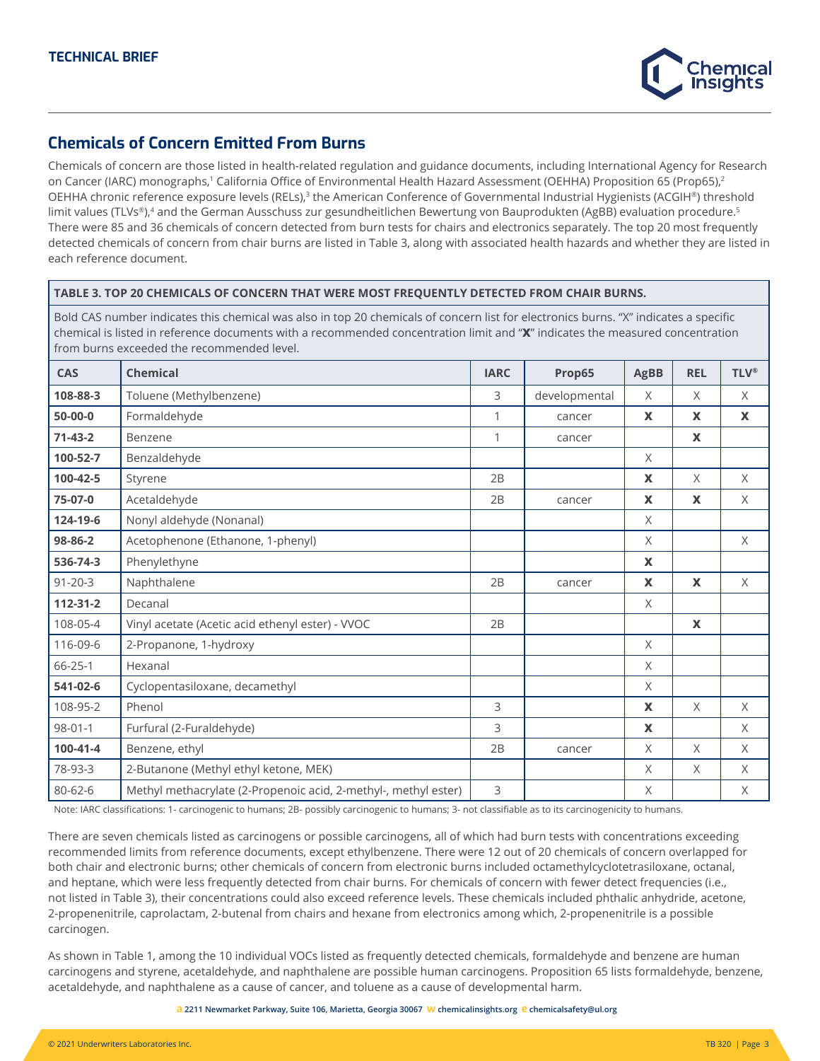## Chemicals of Concern Emitted From Burns

Chemicals of concern are those listed in health-related regulation and guidance documents, including International Agency for Research on Cancer (IARC) monographs,[1] California Office of Environmental Health Hazard Assessment (OEHHA) Proposition 65 (Prop65),[2] OEHHA chronic reference exposure levels (RELs),[3] the American Conference of Governmental Industrial Hygienists (ACGIH®) threshold limit values (TLVs®),[4] and the German Ausschuss zur gesundheitlichen Bewertung von Bauprodukten (AgBB) evaluation procedure.[5] There were 85 and 36 chemicals of concern detected from burn tests for chairs and electronics separately. The top 20 most frequently detected chemicals of concern from chair burns are listed in Table 3, along with associated health hazards and whether they are listed in each reference document.

**TABLE 3. TOP 20 CHEMICALS OF CONCERN THAT WERE MOST FREQUENTLY DETECTED FROM CHAIR BURNS.**

Bold CAS number indicates this chemical was also in top 20 chemicals of concern list for electronics burns. "X" indicates a specific chemical is listed in reference documents with a recommended concentration limit and "**X**" indicates the measured concentration from burns exceeded the recommended level.

| CAS | Chemical | IARC | Prop65 | AgBB | REL | TLV® |
|---|---|---|---|---|---|---|
| **108-88-3** | Toluene (Methylbenzene) | 3 | developmental | X | X | X |
| **50-00-0** | Formaldehyde | 1 | cancer | **X** | **X** | **X** |
| **71-43-2** | Benzene | 1 | cancer | | **X** | |
| **100-52-7** | Benzaldehyde | | | X | | |
| **100-42-5** | Styrene | 2B | | **X** | X | X |
| **75-07-0** | Acetaldehyde | 2B | cancer | **X** | **X** | X |
| **124-19-6** | Nonyl aldehyde (Nonanal) | | | X | | |
| **98-86-2** | Acetophenone (Ethanone, 1-phenyl) | | | X | | X |
| **536-74-3** | Phenylethyne | | | **X** | | |
| 91-20-3 | Naphthalene | 2B | cancer | **X** | **X** | X |
| **112-31-2** | Decanal | | | X | | |
| 108-05-4 | Vinyl acetate (Acetic acid ethenyl ester) - VVOC | 2B | | | **X** | |
| 116-09-6 | 2-Propanone, 1-hydroxy | | | X | | |
| 66-25-1 | Hexanal | | | X | | |
| **541-02-6** | Cyclopentasiloxane, decamethyl | | | X | | |
| 108-95-2 | Phenol | 3 | | **X** | X | X |
| 98-01-1 | Furfural (2-Furaldehyde) | 3 | | **X** | | X |
| **100-41-4** | Benzene, ethyl | 2B | cancer | X | X | X |
| 78-93-3 | 2-Butanone (Methyl ethyl ketone, MEK) | | | X | X | X |
| 80-62-6 | Methyl methacrylate (2-Propenoic acid, 2-methyl-, methyl ester) | 3 | | X | | X |

Note: IARC classifications: 1- carcinogenic to humans; 2B- possibly carcinogenic to humans; 3- not classifiable as to its carcinogenicity to humans.

There are seven chemicals listed as carcinogens or possible carcinogens, all of which had burn tests with concentrations exceeding recommended limits from reference documents, except ethylbenzene. There were 12 out of 20 chemicals of concern overlapped for both chair and electronic burns; other chemicals of concern from electronic burns included octamethylcyclotetrasiloxane, octanal, and heptane, which were less frequently detected from chair burns. For chemicals of concern with fewer detect frequencies (i.e., not listed in Table 3), their concentrations could also exceed reference levels. These chemicals included phthalic anhydride, acetone, 2-propenenitrile, caprolactam, 2-butenal from chairs and hexane from electronics among which, 2-propenenitrile is a possible carcinogen.

As shown in Table 1, among the 10 individual VOCs listed as frequently detected chemicals, formaldehyde and benzene are human carcinogens and styrene, acetaldehyde, and naphthalene are possible human carcinogens. Proposition 65 lists formaldehyde, benzene, acetaldehyde, and naphthalene as a cause of cancer, and toluene as a cause of developmental harm.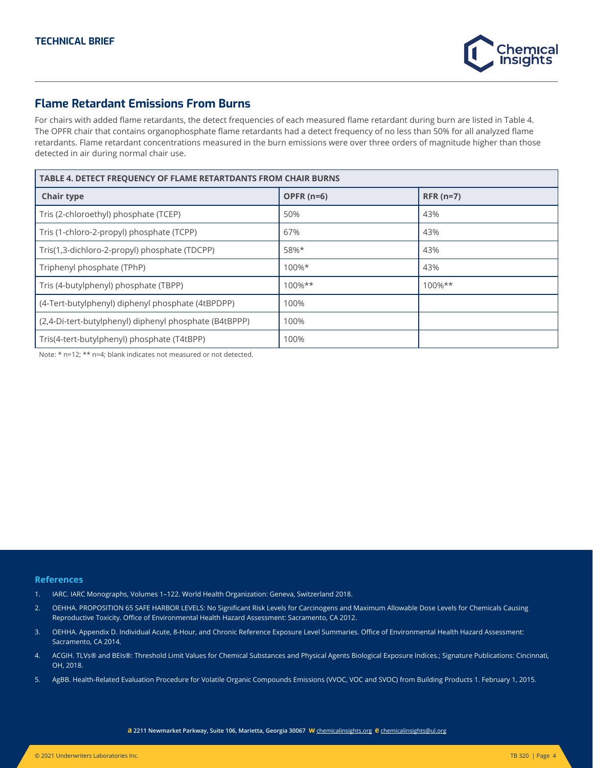## Flame Retardant Emissions From Burns

For chairs with added flame retardants, the detect frequencies of each measured flame retardant during burn are listed in Table 4. The OPFR chair that contains organophosphate flame retardants had a detect frequency of no less than 50% for all analyzed flame retardants. Flame retardant concentrations measured in the burn emissions were over three orders of magnitude higher than those detected in air during normal chair use.

**TABLE 4. DETECT FREQUENCY OF FLAME RETARTDANTS FROM CHAIR BURNS**

| Chair type | OPFR (n=6) | RFR (n=7) |
| --- | --- | --- |
| Tris (2-chloroethyl) phosphate (TCEP) | 50% | 43% |
| Tris (1-chloro-2-propyl) phosphate (TCPP) | 67% | 43% |
| Tris(1,3-dichloro-2-propyl) phosphate (TDCPP) | 58%* | 43% |
| Triphenyl phosphate (TPhP) | 100%* | 43% |
| Tris (4-butylphenyl) phosphate (TBPP) | 100%** | 100%** |
| (4-Tert-butylphenyl) diphenyl phosphate (4tBPDPP) | 100% | |
| (2,4-Di-tert-butylphenyl) diphenyl phosphate (B4tBPPP) | 100% | |
| Tris(4-tert-butylphenyl) phosphate (T4tBPP) | 100% | |

Note: * n=12; ** n=4; blank indicates not measured or not detected.

### References

1. IARC. IARC Monographs, Volumes 1–122. World Health Organization: Geneva, Switzerland 2018.
2. OEHHA. PROPOSITION 65 SAFE HARBOR LEVELS: No Significant Risk Levels for Carcinogens and Maximum Allowable Dose Levels for Chemicals Causing Reproductive Toxicity. Office of Environmental Health Hazard Assessment: Sacramento, CA 2012.
3. OEHHA. Appendix D. Individual Acute, 8-Hour, and Chronic Reference Exposure Level Summaries. Office of Environmental Health Hazard Assessment: Sacramento, CA 2014.
4. ACGIH. TLVs® and BEIs®: Threshold Limit Values for Chemical Substances and Physical Agents Biological Exposure Indices.; Signature Publications: Cincinnati, OH, 2018.
5. AgBB. Health-Related Evaluation Procedure for Volatile Organic Compounds Emissions (VVOC, VOC and SVOC) from Building Products 1. February 1, 2015.

**a** 2211 Newmarket Parkway, Suite 106, Marietta, Georgia 30067 **w** chemicalinsights.org **e** chemicalinsights@ul.org

© 2021 Underwriters Laboratories Inc.